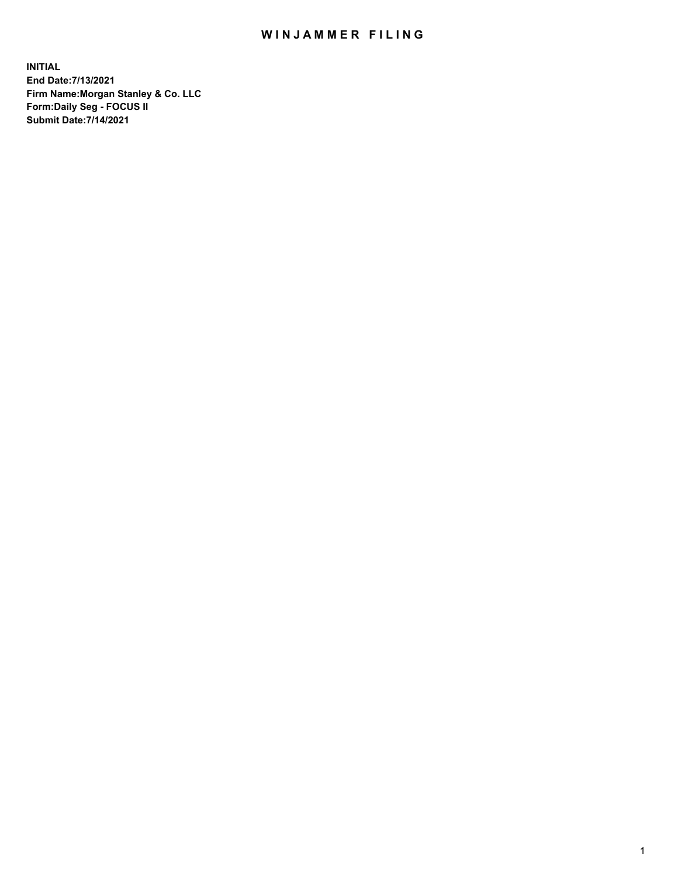# WINJAMMER FILING

**INITIAL**
**End Date:7/13/2021**
**Firm Name:Morgan Stanley & Co. LLC**
**Form:Daily Seg - FOCUS II**
**Submit Date:7/14/2021**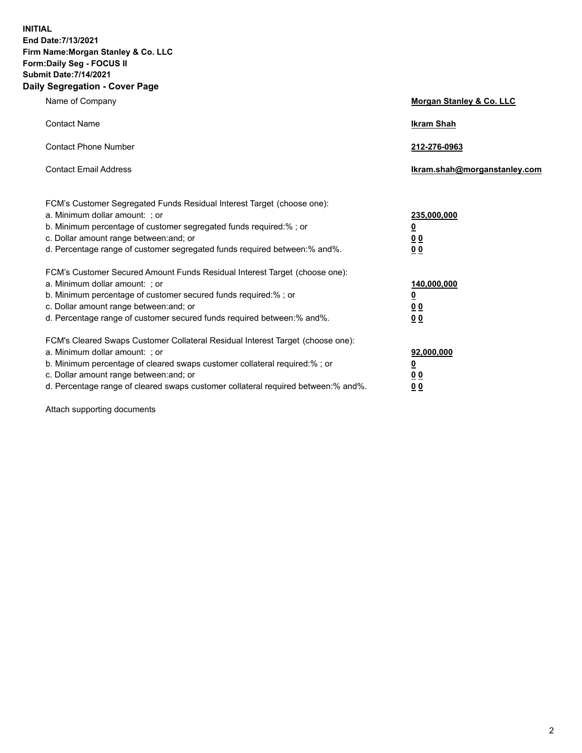**INITIAL**
**End Date:7/13/2021**
**Firm Name:Morgan Stanley & Co. LLC**
**Form:Daily Seg - FOCUS II**
**Submit Date:7/14/2021**

## Daily Segregation - Cover Page

| | |
|---|---|
| Name of Company | **Morgan Stanley & Co. LLC** |
| Contact Name | **Ikram Shah** |
| Contact Phone Number | **212-276-0963** |
| Contact Email Address | **Ikram.shah@morganstanley.com** |

| | |
|---|---|
| FCM's Customer Segregated Funds Residual Interest Target (choose one): | |
| a. Minimum dollar amount: ; or | **235,000,000** |
| b. Minimum percentage of customer segregated funds required:% ; or | **0** |
| c. Dollar amount range between:and; or | **0 0** |
| d. Percentage range of customer segregated funds required between:% and%. | **0 0** |
| FCM's Customer Secured Amount Funds Residual Interest Target (choose one): | |
| a. Minimum dollar amount: ; or | **140,000,000** |
| b. Minimum percentage of customer secured funds required:% ; or | **0** |
| c. Dollar amount range between:and; or | **0 0** |
| d. Percentage range of customer secured funds required between:% and%. | **0 0** |
| FCM's Cleared Swaps Customer Collateral Residual Interest Target (choose one): | |
| a. Minimum dollar amount: ; or | **92,000,000** |
| b. Minimum percentage of cleared swaps customer collateral required:% ; or | **0** |
| c. Dollar amount range between:and; or | **0 0** |
| d. Percentage range of cleared swaps customer collateral required between:% and%. | **0 0** |

Attach supporting documents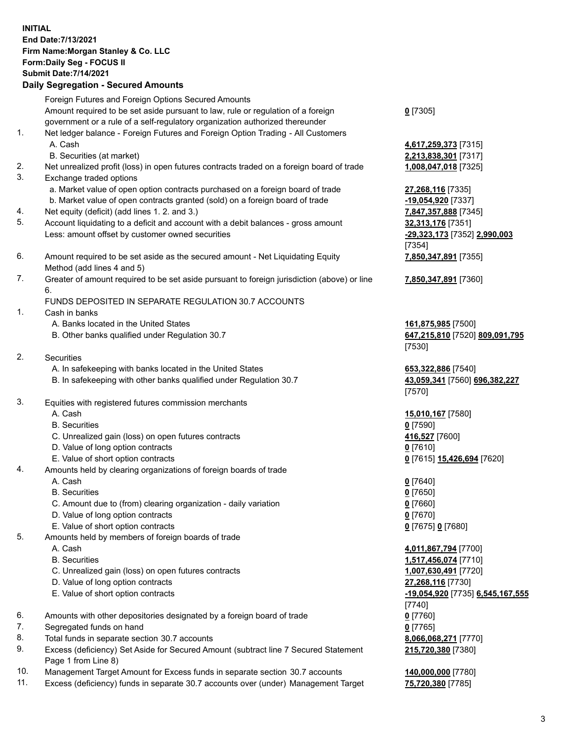**INITIAL**
**End Date:7/13/2021**
**Firm Name:Morgan Stanley & Co. LLC**
**Form:Daily Seg - FOCUS II**
**Submit Date:7/14/2021**

## Daily Segregation - Secured Amounts

| | | |
|---|---|---|
| | Foreign Futures and Foreign Options Secured Amounts | |
| | Amount required to be set aside pursuant to law, rule or regulation of a foreign government or a rule of a self-regulatory organization authorized thereunder | **0** [7305] |
| 1. | Net ledger balance - Foreign Futures and Foreign Option Trading - All Customers | |
| | A. Cash | **4,617,259,373** [7315] |
| | B. Securities (at market) | **2,213,838,301** [7317] |
| 2. | Net unrealized profit (loss) in open futures contracts traded on a foreign board of trade | **1,008,047,018** [7325] |
| 3. | Exchange traded options | |
| | a. Market value of open option contracts purchased on a foreign board of trade | **27,268,116** [7335] |
| | b. Market value of open contracts granted (sold) on a foreign board of trade | **-19,054,920** [7337] |
| 4. | Net equity (deficit) (add lines 1. 2. and 3.) | **7,847,357,888** [7345] |
| 5. | Account liquidating to a deficit and account with a debit balances - gross amount | **32,313,176** [7351] |
| | Less: amount offset by customer owned securities | **-29,323,173** [7352] **2,990,003** [7354] |
| 6. | Amount required to be set aside as the secured amount - Net Liquidating Equity Method (add lines 4 and 5) | **7,850,347,891** [7355] |
| 7. | Greater of amount required to be set aside pursuant to foreign jurisdiction (above) or line 6. | **7,850,347,891** [7360] |
| | FUNDS DEPOSITED IN SEPARATE REGULATION 30.7 ACCOUNTS | |
| 1. | Cash in banks | |
| | A. Banks located in the United States | **161,875,985** [7500] |
| | B. Other banks qualified under Regulation 30.7 | **647,215,810** [7520] **809,091,795** [7530] |
| 2. | Securities | |
| | A. In safekeeping with banks located in the United States | **653,322,886** [7540] |
| | B. In safekeeping with other banks qualified under Regulation 30.7 | **43,059,341** [7560] **696,382,227** [7570] |
| 3. | Equities with registered futures commission merchants | |
| | A. Cash | **15,010,167** [7580] |
| | B. Securities | **0** [7590] |
| | C. Unrealized gain (loss) on open futures contracts | **416,527** [7600] |
| | D. Value of long option contracts | **0** [7610] |
| | E. Value of short option contracts | **0** [7615] **15,426,694** [7620] |
| 4. | Amounts held by clearing organizations of foreign boards of trade | |
| | A. Cash | **0** [7640] |
| | B. Securities | **0** [7650] |
| | C. Amount due to (from) clearing organization - daily variation | **0** [7660] |
| | D. Value of long option contracts | **0** [7670] |
| | E. Value of short option contracts | **0** [7675] **0** [7680] |
| 5. | Amounts held by members of foreign boards of trade | |
| | A. Cash | **4,011,867,794** [7700] |
| | B. Securities | **1,517,456,074** [7710] |
| | C. Unrealized gain (loss) on open futures contracts | **1,007,630,491** [7720] |
| | D. Value of long option contracts | **27,268,116** [7730] |
| | E. Value of short option contracts | **-19,054,920** [7735] **6,545,167,555** [7740] |
| 6. | Amounts with other depositories designated by a foreign board of trade | **0** [7760] |
| 7. | Segregated funds on hand | **0** [7765] |
| 8. | Total funds in separate section 30.7 accounts | **8,066,068,271** [7770] |
| 9. | Excess (deficiency) Set Aside for Secured Amount (subtract line 7 Secured Statement Page 1 from Line 8) | **215,720,380** [7380] |
| 10. | Management Target Amount for Excess funds in separate section 30.7 accounts | **140,000,000** [7780] |
| 11. | Excess (deficiency) funds in separate 30.7 accounts over (under) Management Target | **75,720,380** [7785] |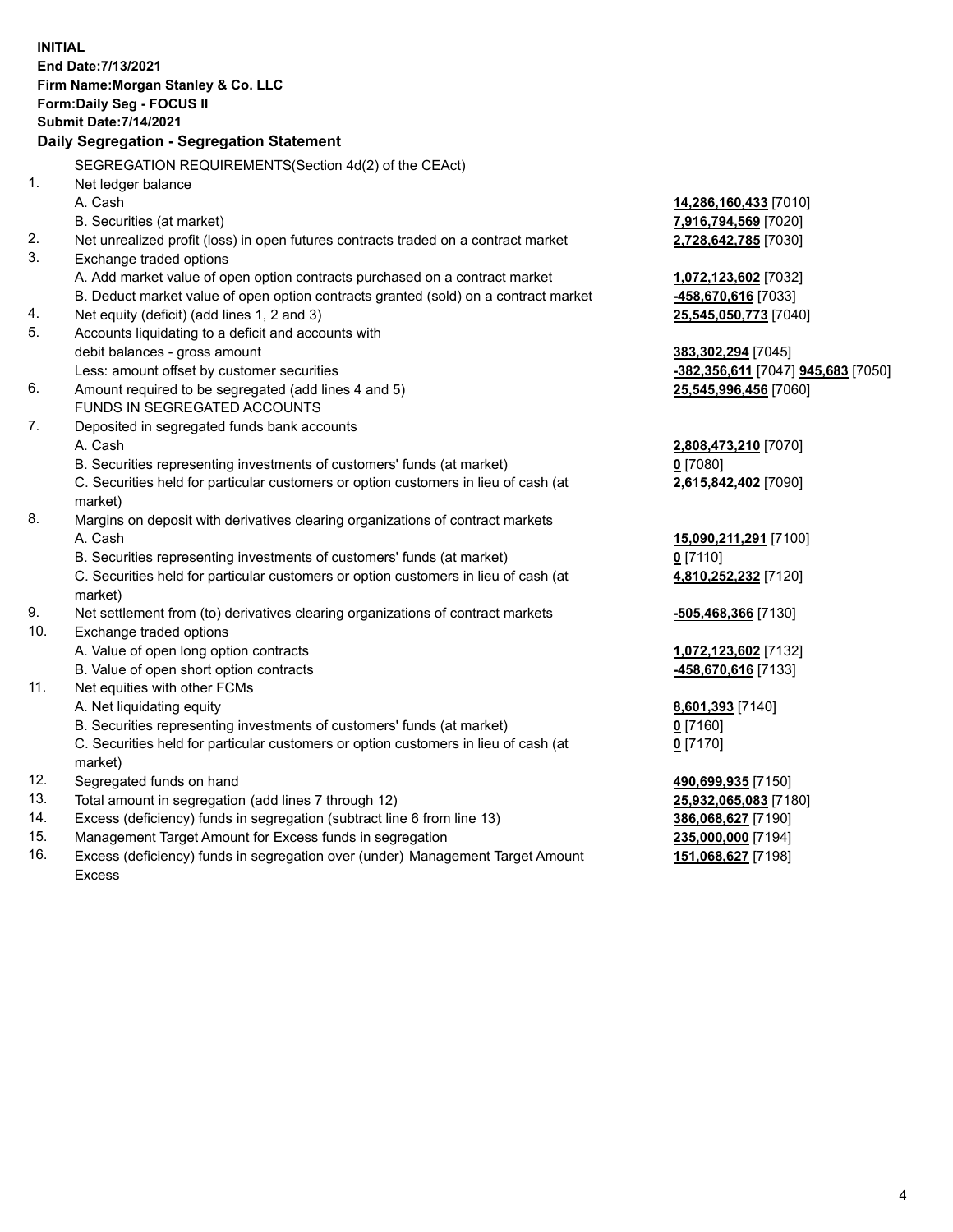**INITIAL**
**End Date:7/13/2021**
**Firm Name:Morgan Stanley & Co. LLC**
**Form:Daily Seg - FOCUS II**
**Submit Date:7/14/2021**

### Daily Segregation - Segregation Statement

SEGREGATION REQUIREMENTS(Section 4d(2) of the CEAct)

| | | |
|---|---|---|
| 1. | Net ledger balance | |
| | A. Cash | **14,286,160,433** [7010] |
| | B. Securities (at market) | **7,916,794,569** [7020] |
| 2. | Net unrealized profit (loss) in open futures contracts traded on a contract market | **2,728,642,785** [7030] |
| 3. | Exchange traded options | |
| | A. Add market value of open option contracts purchased on a contract market | **1,072,123,602** [7032] |
| | B. Deduct market value of open option contracts granted (sold) on a contract market | **-458,670,616** [7033] |
| 4. | Net equity (deficit) (add lines 1, 2 and 3) | **25,545,050,773** [7040] |
| 5. | Accounts liquidating to a deficit and accounts with | |
| | debit balances - gross amount | **383,302,294** [7045] |
| | Less: amount offset by customer securities | **-382,356,611** [7047] **945,683** [7050] |
| 6. | Amount required to be segregated (add lines 4 and 5) | **25,545,996,456** [7060] |
| | FUNDS IN SEGREGATED ACCOUNTS | |
| 7. | Deposited in segregated funds bank accounts | |
| | A. Cash | **2,808,473,210** [7070] |
| | B. Securities representing investments of customers' funds (at market) | **0** [7080] |
| | C. Securities held for particular customers or option customers in lieu of cash (at market) | **2,615,842,402** [7090] |
| 8. | Margins on deposit with derivatives clearing organizations of contract markets | |
| | A. Cash | **15,090,211,291** [7100] |
| | B. Securities representing investments of customers' funds (at market) | **0** [7110] |
| | C. Securities held for particular customers or option customers in lieu of cash (at market) | **4,810,252,232** [7120] |
| 9. | Net settlement from (to) derivatives clearing organizations of contract markets | **-505,468,366** [7130] |
| 10. | Exchange traded options | |
| | A. Value of open long option contracts | **1,072,123,602** [7132] |
| | B. Value of open short option contracts | **-458,670,616** [7133] |
| 11. | Net equities with other FCMs | |
| | A. Net liquidating equity | **8,601,393** [7140] |
| | B. Securities representing investments of customers' funds (at market) | **0** [7160] |
| | C. Securities held for particular customers or option customers in lieu of cash (at market) | **0** [7170] |
| 12. | Segregated funds on hand | **490,699,935** [7150] |
| 13. | Total amount in segregation (add lines 7 through 12) | **25,932,065,083** [7180] |
| 14. | Excess (deficiency) funds in segregation (subtract line 6 from line 13) | **386,068,627** [7190] |
| 15. | Management Target Amount for Excess funds in segregation | **235,000,000** [7194] |
| 16. | Excess (deficiency) funds in segregation over (under) Management Target Amount Excess | **151,068,627** [7198] |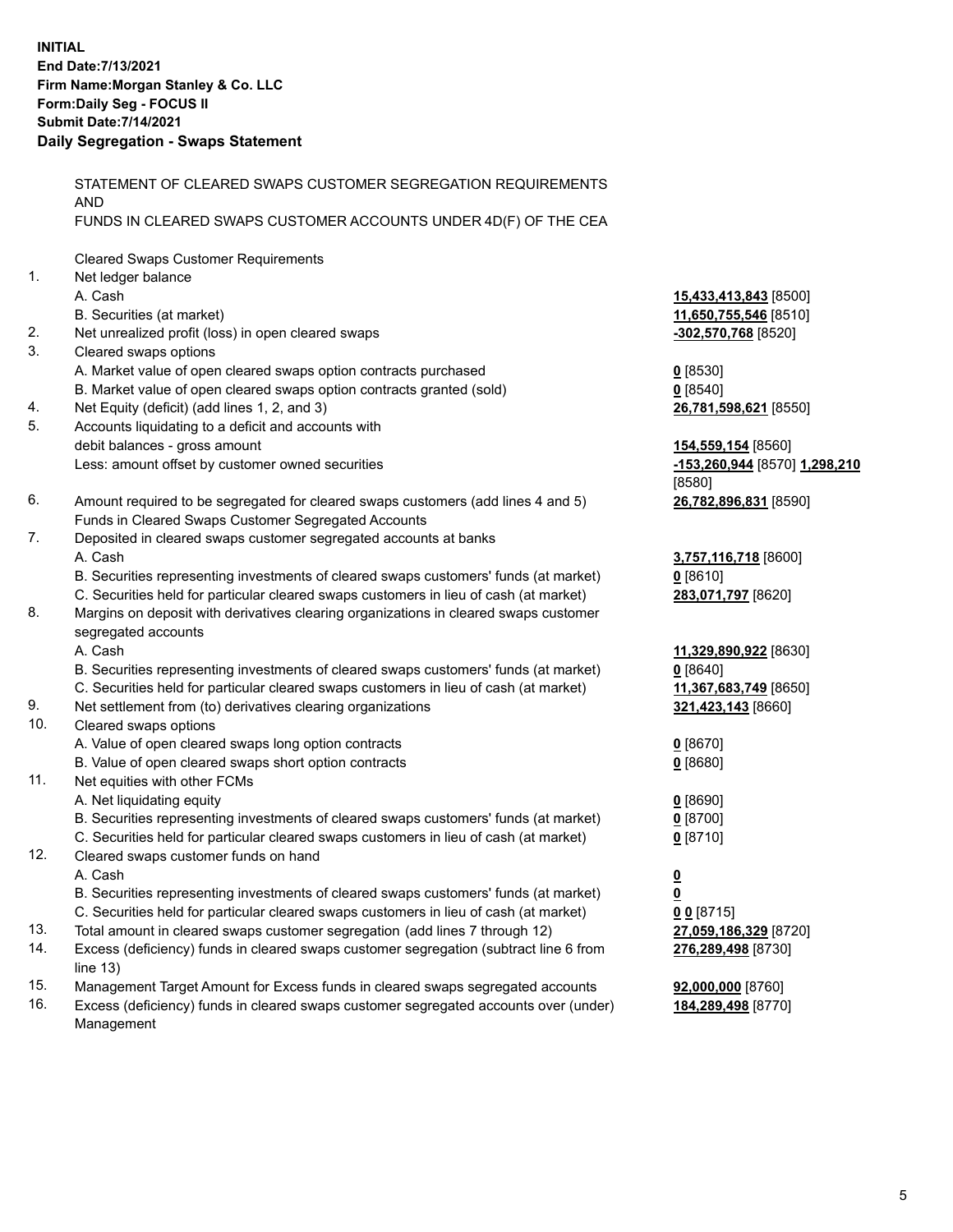**INITIAL**
**End Date:7/13/2021**
**Firm Name:Morgan Stanley & Co. LLC**
**Form:Daily Seg - FOCUS II**
**Submit Date:7/14/2021**
**Daily Segregation - Swaps Statement**

STATEMENT OF CLEARED SWAPS CUSTOMER SEGREGATION REQUIREMENTS AND FUNDS IN CLEARED SWAPS CUSTOMER ACCOUNTS UNDER 4D(F) OF THE CEA

| | | |
|---|---|---|
| | Cleared Swaps Customer Requirements | |
| 1. | Net ledger balance | |
| | A. Cash | **15,433,413,843** [8500] |
| | B. Securities (at market) | **11,650,755,546** [8510] |
| 2. | Net unrealized profit (loss) in open cleared swaps | **-302,570,768** [8520] |
| 3. | Cleared swaps options | |
| | A. Market value of open cleared swaps option contracts purchased | **0** [8530] |
| | B. Market value of open cleared swaps option contracts granted (sold) | **0** [8540] |
| 4. | Net Equity (deficit) (add lines 1, 2, and 3) | **26,781,598,621** [8550] |
| 5. | Accounts liquidating to a deficit and accounts with debit balances - gross amount | **154,559,154** [8560] |
| | Less: amount offset by customer owned securities | **-153,260,944** [8570] **1,298,210** [8580] |
| 6. | Amount required to be segregated for cleared swaps customers (add lines 4 and 5) | **26,782,896,831** [8590] |
| | Funds in Cleared Swaps Customer Segregated Accounts | |
| 7. | Deposited in cleared swaps customer segregated accounts at banks | |
| | A. Cash | **3,757,116,718** [8600] |
| | B. Securities representing investments of cleared swaps customers' funds (at market) | **0** [8610] |
| | C. Securities held for particular cleared swaps customers in lieu of cash (at market) | **283,071,797** [8620] |
| 8. | Margins on deposit with derivatives clearing organizations in cleared swaps customer segregated accounts | |
| | A. Cash | **11,329,890,922** [8630] |
| | B. Securities representing investments of cleared swaps customers' funds (at market) | **0** [8640] |
| | C. Securities held for particular cleared swaps customers in lieu of cash (at market) | **11,367,683,749** [8650] |
| 9. | Net settlement from (to) derivatives clearing organizations | **321,423,143** [8660] |
| 10. | Cleared swaps options | |
| | A. Value of open cleared swaps long option contracts | **0** [8670] |
| | B. Value of open cleared swaps short option contracts | **0** [8680] |
| 11. | Net equities with other FCMs | |
| | A. Net liquidating equity | **0** [8690] |
| | B. Securities representing investments of cleared swaps customers' funds (at market) | **0** [8700] |
| | C. Securities held for particular cleared swaps customers in lieu of cash (at market) | **0** [8710] |
| 12. | Cleared swaps customer funds on hand | |
| | A. Cash | **0** |
| | B. Securities representing investments of cleared swaps customers' funds (at market) | **0** |
| | C. Securities held for particular cleared swaps customers in lieu of cash (at market) | **0** **0** [8715] |
| 13. | Total amount in cleared swaps customer segregation (add lines 7 through 12) | **27,059,186,329** [8720] |
| 14. | Excess (deficiency) funds in cleared swaps customer segregation (subtract line 6 from line 13) | **276,289,498** [8730] |
| 15. | Management Target Amount for Excess funds in cleared swaps segregated accounts | **92,000,000** [8760] |
| 16. | Excess (deficiency) funds in cleared swaps customer segregated accounts over (under) Management | **184,289,498** [8770] |